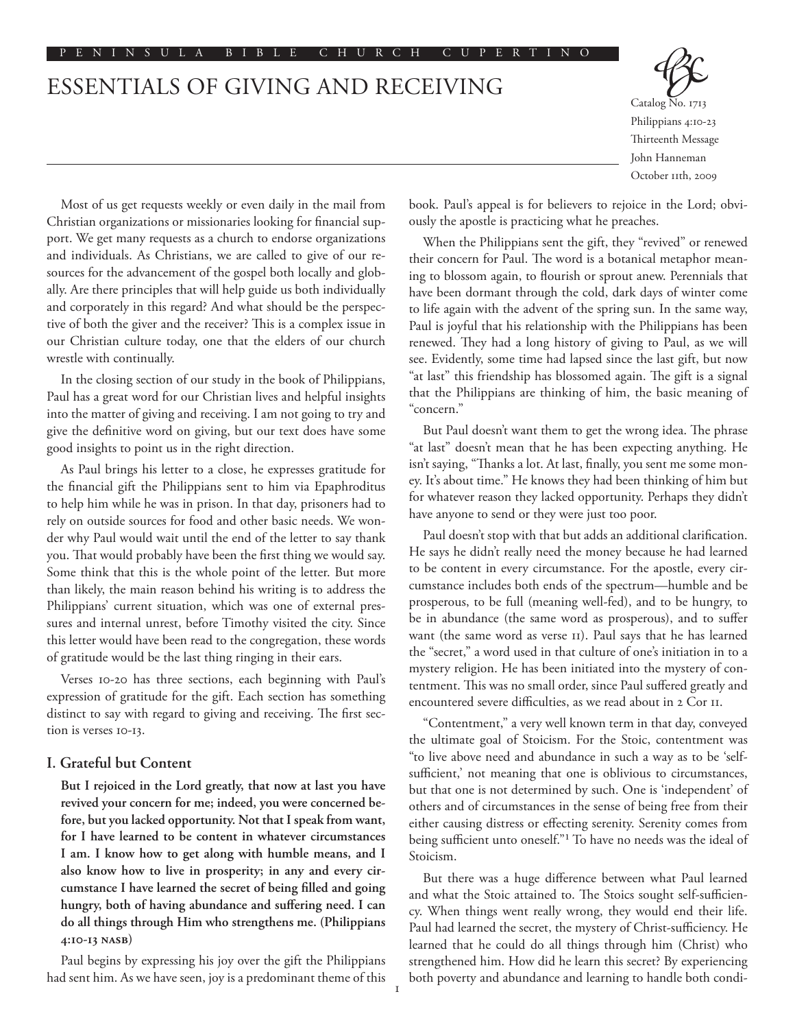# ESSENTIALS OF GIVING AND RECEIVING

Catalog No. 1713
Philippians 4:10-23
Thirteenth Message
John Hanneman
October 11th, 2009

Most of us get requests weekly or even daily in the mail from Christian organizations or missionaries looking for financial support. We get many requests as a church to endorse organizations and individuals. As Christians, we are called to give of our resources for the advancement of the gospel both locally and globally. Are there principles that will help guide us both individually and corporately in this regard? And what should be the perspective of both the giver and the receiver? This is a complex issue in our Christian culture today, one that the elders of our church wrestle with continually.

In the closing section of our study in the book of Philippians, Paul has a great word for our Christian lives and helpful insights into the matter of giving and receiving. I am not going to try and give the definitive word on giving, but our text does have some good insights to point us in the right direction.

As Paul brings his letter to a close, he expresses gratitude for the financial gift the Philippians sent to him via Epaphroditus to help him while he was in prison. In that day, prisoners had to rely on outside sources for food and other basic needs. We wonder why Paul would wait until the end of the letter to say thank you. That would probably have been the first thing we would say. Some think that this is the whole point of the letter. But more than likely, the main reason behind his writing is to address the Philippians' current situation, which was one of external pressures and internal unrest, before Timothy visited the city. Since this letter would have been read to the congregation, these words of gratitude would be the last thing ringing in their ears.

Verses 10-20 has three sections, each beginning with Paul's expression of gratitude for the gift. Each section has something distinct to say with regard to giving and receiving. The first section is verses 10-13.

## I. Grateful but Content

**But I rejoiced in the Lord greatly, that now at last you have revived your concern for me; indeed, you were concerned before, but you lacked opportunity. Not that I speak from want, for I have learned to be content in whatever circumstances I am. I know how to get along with humble means, and I also know how to live in prosperity; in any and every circumstance I have learned the secret of being filled and going hungry, both of having abundance and suffering need. I can do all things through Him who strengthens me. (Philippians 4:10-13 NASB)**

Paul begins by expressing his joy over the gift the Philippians had sent him. As we have seen, joy is a predominant theme of this book. Paul's appeal is for believers to rejoice in the Lord; obviously the apostle is practicing what he preaches.

When the Philippians sent the gift, they "revived" or renewed their concern for Paul. The word is a botanical metaphor meaning to blossom again, to flourish or sprout anew. Perennials that have been dormant through the cold, dark days of winter come to life again with the advent of the spring sun. In the same way, Paul is joyful that his relationship with the Philippians has been renewed. They had a long history of giving to Paul, as we will see. Evidently, some time had lapsed since the last gift, but now "at last" this friendship has blossomed again. The gift is a signal that the Philippians are thinking of him, the basic meaning of "concern."

But Paul doesn't want them to get the wrong idea. The phrase "at last" doesn't mean that he has been expecting anything. He isn't saying, "Thanks a lot. At last, finally, you sent me some money. It's about time." He knows they had been thinking of him but for whatever reason they lacked opportunity. Perhaps they didn't have anyone to send or they were just too poor.

Paul doesn't stop with that but adds an additional clarification. He says he didn't really need the money because he had learned to be content in every circumstance. For the apostle, every circumstance includes both ends of the spectrum—humble and be prosperous, to be full (meaning well-fed), and to be hungry, to be in abundance (the same word as prosperous), and to suffer want (the same word as verse 11). Paul says that he has learned the "secret," a word used in that culture of one's initiation in to a mystery religion. He has been initiated into the mystery of contentment. This was no small order, since Paul suffered greatly and encountered severe difficulties, as we read about in 2 Cor 11.

"Contentment," a very well known term in that day, conveyed the ultimate goal of Stoicism. For the Stoic, contentment was "to live above need and abundance in such a way as to be 'self-sufficient,' not meaning that one is oblivious to circumstances, but that one is not determined by such. One is 'independent' of others and of circumstances in the sense of being free from their either causing distress or effecting serenity. Serenity comes from being sufficient unto oneself."[1] To have no needs was the ideal of Stoicism.

But there was a huge difference between what Paul learned and what the Stoic attained to. The Stoics sought self-sufficiency. When things went really wrong, they would end their life. Paul had learned the secret, the mystery of Christ-sufficiency. He learned that he could do all things through him (Christ) who strengthened him. How did he learn this secret? By experiencing both poverty and abundance and learning to handle both condi-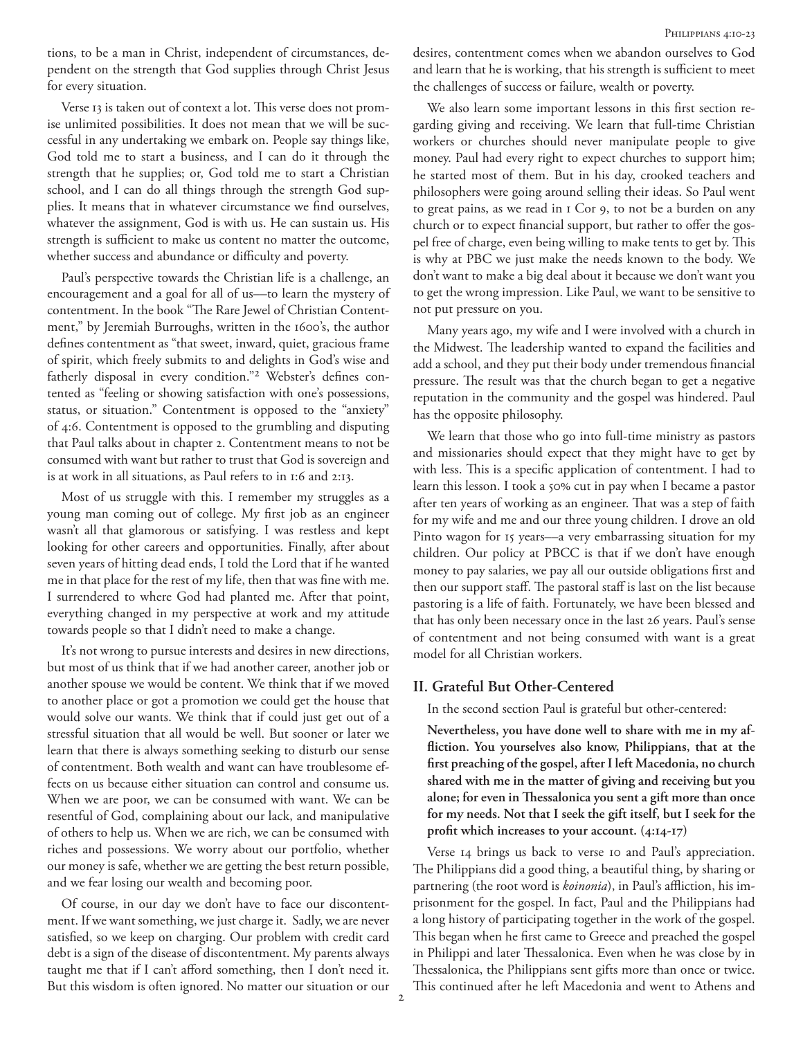tions, to be a man in Christ, independent of circumstances, dependent on the strength that God supplies through Christ Jesus for every situation.

Verse 13 is taken out of context a lot. This verse does not promise unlimited possibilities. It does not mean that we will be successful in any undertaking we embark on. People say things like, God told me to start a business, and I can do it through the strength that he supplies; or, God told me to start a Christian school, and I can do all things through the strength God supplies. It means that in whatever circumstance we find ourselves, whatever the assignment, God is with us. He can sustain us. His strength is sufficient to make us content no matter the outcome, whether success and abundance or difficulty and poverty.

Paul's perspective towards the Christian life is a challenge, an encouragement and a goal for all of us—to learn the mystery of contentment. In the book "The Rare Jewel of Christian Contentment," by Jeremiah Burroughs, written in the 1600's, the author defines contentment as "that sweet, inward, quiet, gracious frame of spirit, which freely submits to and delights in God's wise and fatherly disposal in every condition."[2] Webster's defines contented as "feeling or showing satisfaction with one's possessions, status, or situation." Contentment is opposed to the "anxiety" of 4:6. Contentment is opposed to the grumbling and disputing that Paul talks about in chapter 2. Contentment means to not be consumed with want but rather to trust that God is sovereign and is at work in all situations, as Paul refers to in 1:6 and 2:13.

Most of us struggle with this. I remember my struggles as a young man coming out of college. My first job as an engineer wasn't all that glamorous or satisfying. I was restless and kept looking for other careers and opportunities. Finally, after about seven years of hitting dead ends, I told the Lord that if he wanted me in that place for the rest of my life, then that was fine with me. I surrendered to where God had planted me. After that point, everything changed in my perspective at work and my attitude towards people so that I didn't need to make a change.

It's not wrong to pursue interests and desires in new directions, but most of us think that if we had another career, another job or another spouse we would be content. We think that if we moved to another place or got a promotion we could get the house that would solve our wants. We think that if could just get out of a stressful situation that all would be well. But sooner or later we learn that there is always something seeking to disturb our sense of contentment. Both wealth and want can have troublesome effects on us because either situation can control and consume us. When we are poor, we can be consumed with want. We can be resentful of God, complaining about our lack, and manipulative of others to help us. When we are rich, we can be consumed with riches and possessions. We worry about our portfolio, whether our money is safe, whether we are getting the best return possible, and we fear losing our wealth and becoming poor.

Of course, in our day we don't have to face our discontentment. If we want something, we just charge it. Sadly, we are never satisfied, so we keep on charging. Our problem with credit card debt is a sign of the disease of discontentment. My parents always taught me that if I can't afford something, then I don't need it. But this wisdom is often ignored. No matter our situation or our desires, contentment comes when we abandon ourselves to God and learn that he is working, that his strength is sufficient to meet the challenges of success or failure, wealth or poverty.

We also learn some important lessons in this first section regarding giving and receiving. We learn that full-time Christian workers or churches should never manipulate people to give money. Paul had every right to expect churches to support him; he started most of them. But in his day, crooked teachers and philosophers were going around selling their ideas. So Paul went to great pains, as we read in 1 Cor 9, to not be a burden on any church or to expect financial support, but rather to offer the gospel free of charge, even being willing to make tents to get by. This is why at PBC we just make the needs known to the body. We don't want to make a big deal about it because we don't want you to get the wrong impression. Like Paul, we want to be sensitive to not put pressure on you.

Many years ago, my wife and I were involved with a church in the Midwest. The leadership wanted to expand the facilities and add a school, and they put their body under tremendous financial pressure. The result was that the church began to get a negative reputation in the community and the gospel was hindered. Paul has the opposite philosophy.

We learn that those who go into full-time ministry as pastors and missionaries should expect that they might have to get by with less. This is a specific application of contentment. I had to learn this lesson. I took a 50% cut in pay when I became a pastor after ten years of working as an engineer. That was a step of faith for my wife and me and our three young children. I drove an old Pinto wagon for 15 years—a very embarrassing situation for my children. Our policy at PBCC is that if we don't have enough money to pay salaries, we pay all our outside obligations first and then our support staff. The pastoral staff is last on the list because pastoring is a life of faith. Fortunately, we have been blessed and that has only been necessary once in the last 26 years. Paul's sense of contentment and not being consumed with want is a great model for all Christian workers.

## II. Grateful But Other-Centered

In the second section Paul is grateful but other-centered:

**Nevertheless, you have done well to share with me in my affliction. You yourselves also know, Philippians, that at the first preaching of the gospel, after I left Macedonia, no church shared with me in the matter of giving and receiving but you alone; for even in Thessalonica you sent a gift more than once for my needs. Not that I seek the gift itself, but I seek for the profit which increases to your account. (4:14-17)**

Verse 14 brings us back to verse 10 and Paul's appreciation. The Philippians did a good thing, a beautiful thing, by sharing or partnering (the root word is *koinonia*), in Paul's affliction, his imprisonment for the gospel. In fact, Paul and the Philippians had a long history of participating together in the work of the gospel. This began when he first came to Greece and preached the gospel in Philippi and later Thessalonica. Even when he was close by in Thessalonica, the Philippians sent gifts more than once or twice. This continued after he left Macedonia and went to Athens and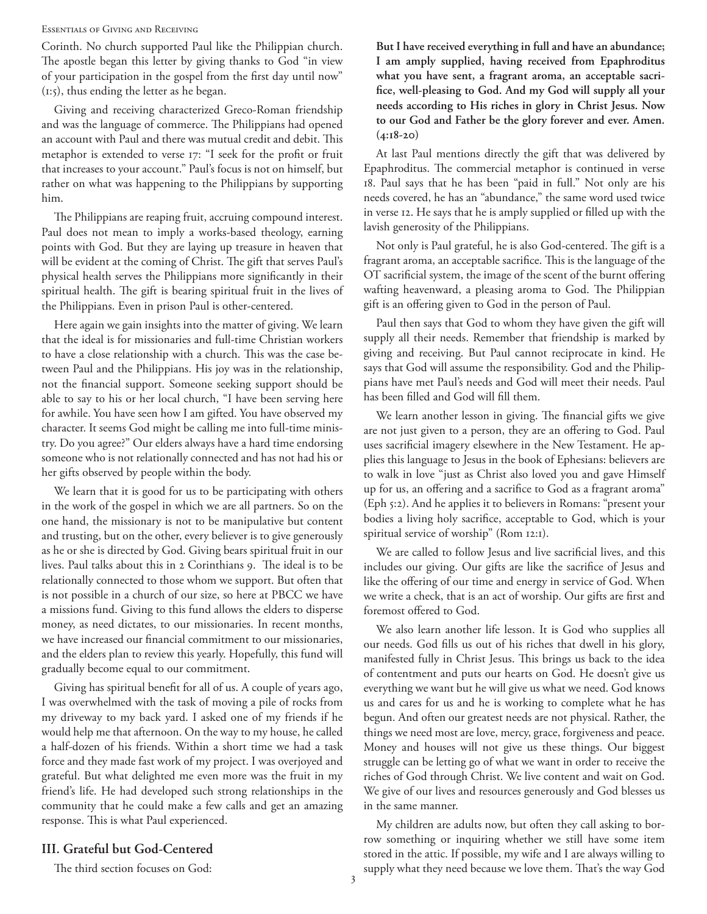Corinth. No church supported Paul like the Philippian church. The apostle began this letter by giving thanks to God "in view of your participation in the gospel from the first day until now" (1:5), thus ending the letter as he began.

Giving and receiving characterized Greco-Roman friendship and was the language of commerce. The Philippians had opened an account with Paul and there was mutual credit and debit. This metaphor is extended to verse 17: "I seek for the profit or fruit that increases to your account." Paul's focus is not on himself, but rather on what was happening to the Philippians by supporting him.

The Philippians are reaping fruit, accruing compound interest. Paul does not mean to imply a works-based theology, earning points with God. But they are laying up treasure in heaven that will be evident at the coming of Christ. The gift that serves Paul's physical health serves the Philippians more significantly in their spiritual health. The gift is bearing spiritual fruit in the lives of the Philippians. Even in prison Paul is other-centered.

Here again we gain insights into the matter of giving. We learn that the ideal is for missionaries and full-time Christian workers to have a close relationship with a church. This was the case between Paul and the Philippians. His joy was in the relationship, not the financial support. Someone seeking support should be able to say to his or her local church, "I have been serving here for awhile. You have seen how I am gifted. You have observed my character. It seems God might be calling me into full-time ministry. Do you agree?" Our elders always have a hard time endorsing someone who is not relationally connected and has not had his or her gifts observed by people within the body.

We learn that it is good for us to be participating with others in the work of the gospel in which we are all partners. So on the one hand, the missionary is not to be manipulative but content and trusting, but on the other, every believer is to give generously as he or she is directed by God. Giving bears spiritual fruit in our lives. Paul talks about this in 2 Corinthians 9. The ideal is to be relationally connected to those whom we support. But often that is not possible in a church of our size, so here at PBCC we have a missions fund. Giving to this fund allows the elders to disperse money, as need dictates, to our missionaries. In recent months, we have increased our financial commitment to our missionaries, and the elders plan to review this yearly. Hopefully, this fund will gradually become equal to our commitment.

Giving has spiritual benefit for all of us. A couple of years ago, I was overwhelmed with the task of moving a pile of rocks from my driveway to my back yard. I asked one of my friends if he would help me that afternoon. On the way to my house, he called a half-dozen of his friends. Within a short time we had a task force and they made fast work of my project. I was overjoyed and grateful. But what delighted me even more was the fruit in my friend's life. He had developed such strong relationships in the community that he could make a few calls and get an amazing response. This is what Paul experienced.

## III. Grateful but God-Centered

The third section focuses on God:

**But I have received everything in full and have an abundance; I am amply supplied, having received from Epaphroditus what you have sent, a fragrant aroma, an acceptable sacrifice, well-pleasing to God. And my God will supply all your needs according to His riches in glory in Christ Jesus. Now to our God and Father be the glory forever and ever. Amen. (4:18-20)**

At last Paul mentions directly the gift that was delivered by Epaphroditus. The commercial metaphor is continued in verse 18. Paul says that he has been "paid in full." Not only are his needs covered, he has an "abundance," the same word used twice in verse 12. He says that he is amply supplied or filled up with the lavish generosity of the Philippians.

Not only is Paul grateful, he is also God-centered. The gift is a fragrant aroma, an acceptable sacrifice. This is the language of the OT sacrificial system, the image of the scent of the burnt offering wafting heavenward, a pleasing aroma to God. The Philippian gift is an offering given to God in the person of Paul.

Paul then says that God to whom they have given the gift will supply all their needs. Remember that friendship is marked by giving and receiving. But Paul cannot reciprocate in kind. He says that God will assume the responsibility. God and the Philippians have met Paul's needs and God will meet their needs. Paul has been filled and God will fill them.

We learn another lesson in giving. The financial gifts we give are not just given to a person, they are an offering to God. Paul uses sacrificial imagery elsewhere in the New Testament. He applies this language to Jesus in the book of Ephesians: believers are to walk in love "just as Christ also loved you and gave Himself up for us, an offering and a sacrifice to God as a fragrant aroma" (Eph 5:2). And he applies it to believers in Romans: "present your bodies a living holy sacrifice, acceptable to God, which is your spiritual service of worship" (Rom 12:1).

We are called to follow Jesus and live sacrificial lives, and this includes our giving. Our gifts are like the sacrifice of Jesus and like the offering of our time and energy in service of God. When we write a check, that is an act of worship. Our gifts are first and foremost offered to God.

We also learn another life lesson. It is God who supplies all our needs. God fills us out of his riches that dwell in his glory, manifested fully in Christ Jesus. This brings us back to the idea of contentment and puts our hearts on God. He doesn't give us everything we want but he will give us what we need. God knows us and cares for us and he is working to complete what he has begun. And often our greatest needs are not physical. Rather, the things we need most are love, mercy, grace, forgiveness and peace. Money and houses will not give us these things. Our biggest struggle can be letting go of what we want in order to receive the riches of God through Christ. We live content and wait on God. We give of our lives and resources generously and God blesses us in the same manner.

My children are adults now, but often they call asking to borrow something or inquiring whether we still have some item stored in the attic. If possible, my wife and I are always willing to supply what they need because we love them. That's the way God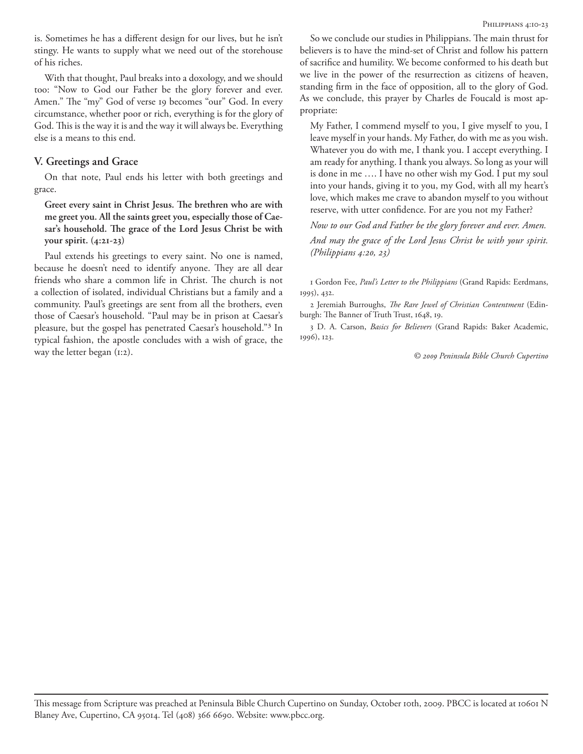is. Sometimes he has a different design for our lives, but he isn't stingy. He wants to supply what we need out of the storehouse of his riches.

With that thought, Paul breaks into a doxology, and we should too: "Now to God our Father be the glory forever and ever. Amen." The "my" God of verse 19 becomes "our" God. In every circumstance, whether poor or rich, everything is for the glory of God. This is the way it is and the way it will always be. Everything else is a means to this end.

## V. Greetings and Grace

On that note, Paul ends his letter with both greetings and grace.

> **Greet every saint in Christ Jesus. The brethren who are with me greet you. All the saints greet you, especially those of Caesar's household. The grace of the Lord Jesus Christ be with your spirit. (4:21-23)**

Paul extends his greetings to every saint. No one is named, because he doesn't need to identify anyone. They are all dear friends who share a common life in Christ. The church is not a collection of isolated, individual Christians but a family and a community. Paul's greetings are sent from all the brothers, even those of Caesar's household. "Paul may be in prison at Caesar's pleasure, but the gospel has penetrated Caesar's household."[3] In typical fashion, the apostle concludes with a wish of grace, the way the letter began (1:2).

So we conclude our studies in Philippians. The main thrust for believers is to have the mind-set of Christ and follow his pattern of sacrifice and humility. We become conformed to his death but we live in the power of the resurrection as citizens of heaven, standing firm in the face of opposition, all to the glory of God. As we conclude, this prayer by Charles de Foucald is most appropriate:

> My Father, I commend myself to you, I give myself to you, I leave myself in your hands. My Father, do with me as you wish. Whatever you do with me, I thank you. I accept everything. I am ready for anything. I thank you always. So long as your will is done in me …. I have no other wish my God. I put my soul into your hands, giving it to you, my God, with all my heart's love, which makes me crave to abandon myself to you without reserve, with utter confidence. For are you not my Father?
>
> *Now to our God and Father be the glory forever and ever. Amen.*
>
> *And may the grace of the Lord Jesus Christ be with your spirit. (Philippians 4:20, 23)*

1 Gordon Fee, *Paul's Letter to the Philippians* (Grand Rapids: Eerdmans, 1995), 432.

2 Jeremiah Burroughs, *The Rare Jewel of Christian Contentment* (Edinburgh: The Banner of Truth Trust, 1648, 19.

3 D. A. Carson, *Basics for Believers* (Grand Rapids: Baker Academic, 1996), 123.

*© 2009 Peninsula Bible Church Cupertino*

This message from Scripture was preached at Peninsula Bible Church Cupertino on Sunday, October 10th, 2009. PBCC is located at 10601 N Blaney Ave, Cupertino, CA 95014. Tel (408) 366 6690. Website: www.pbcc.org.